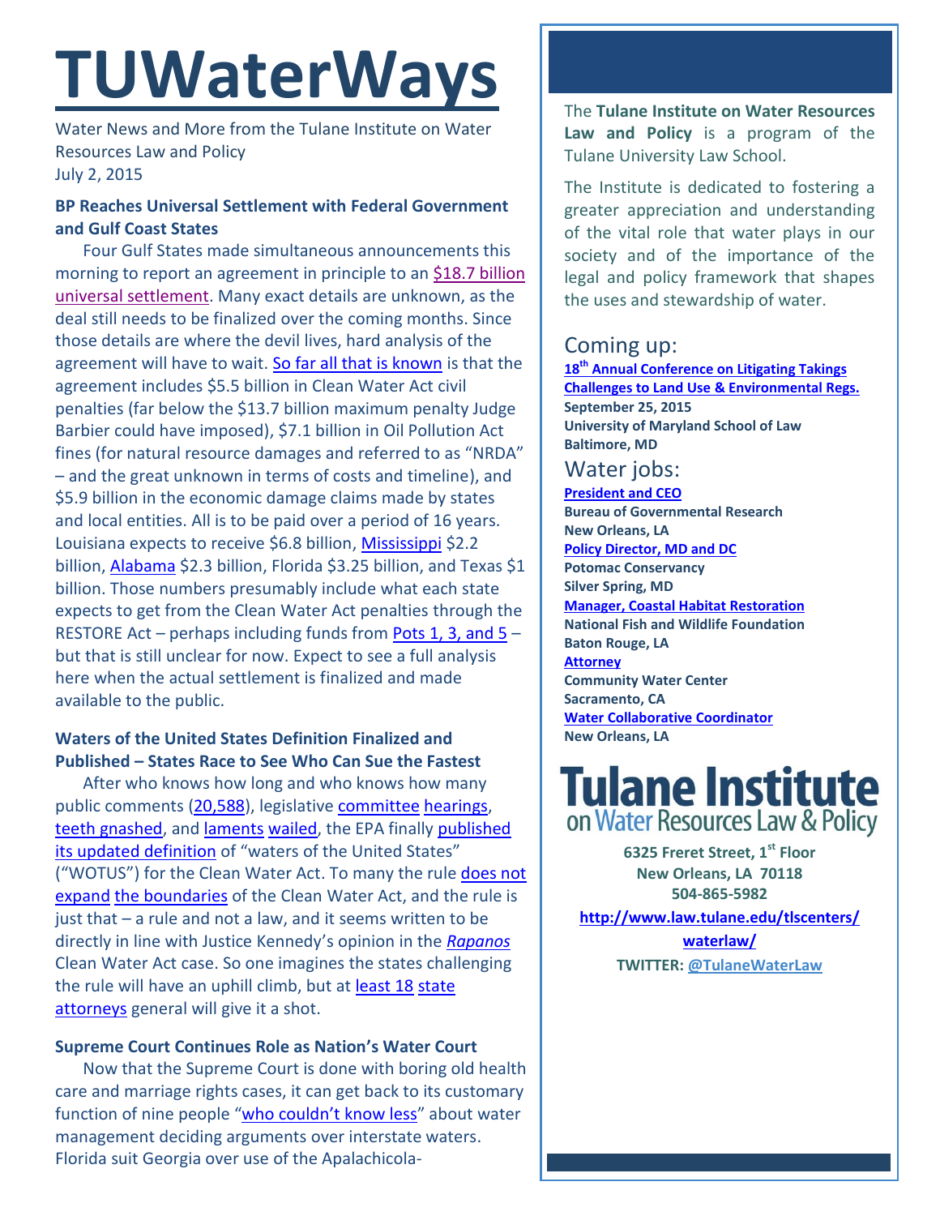# TUWaterWays

Water News and More from the Tulane Institute on Water Resources Law and Policy
July 2, 2015

### BP Reaches Universal Settlement with Federal Government and Gulf Coast States

Four Gulf States made simultaneous announcements this morning to report an agreement in principle to an $18.7 billion universal settlement. Many exact details are unknown, as the deal still needs to be finalized over the coming months. Since those details are where the devil lives, hard analysis of the agreement will have to wait. So far all that is known is that the agreement includes $5.5 billion in Clean Water Act civil penalties (far below the $13.7 billion maximum penalty Judge Barbier could have imposed), $7.1 billion in Oil Pollution Act fines (for natural resource damages and referred to as "NRDA" – and the great unknown in terms of costs and timeline), and $5.9 billion in the economic damage claims made by states and local entities. All is to be paid over a period of 16 years. Louisiana expects to receive $6.8 billion, Mississippi $2.2 billion, Alabama $2.3 billion, Florida $3.25 billion, and Texas $1 billion. Those numbers presumably include what each state expects to get from the Clean Water Act penalties through the RESTORE Act – perhaps including funds from Pots 1, 3, and 5 – but that is still unclear for now. Expect to see a full analysis here when the actual settlement is finalized and made available to the public.

### Waters of the United States Definition Finalized and Published – States Race to See Who Can Sue the Fastest

After who knows how long and who knows how many public comments (20,588), legislative committee hearings, teeth gnashed, and laments wailed, the EPA finally published its updated definition of "waters of the United States" ("WOTUS") for the Clean Water Act. To many the rule does not expand the boundaries of the Clean Water Act, and the rule is just that – a rule and not a law, and it seems written to be directly in line with Justice Kennedy's opinion in the *Rapanos* Clean Water Act case. So one imagines the states challenging the rule will have an uphill climb, but at least 18 state attorneys general will give it a shot.

### Supreme Court Continues Role as Nation's Water Court

Now that the Supreme Court is done with boring old health care and marriage rights cases, it can get back to its customary function of nine people "who couldn't know less" about water management deciding arguments over interstate waters. Florida suit Georgia over use of the Apalachicola-

---

The **Tulane Institute on Water Resources Law and Policy** is a program of the Tulane University Law School.

The Institute is dedicated to fostering a greater appreciation and understanding of the vital role that water plays in our society and of the importance of the legal and policy framework that shapes the uses and stewardship of water.

## Coming up:

**18th Annual Conference on Litigating Takings Challenges to Land Use & Environmental Regs.**
**September 25, 2015**
**University of Maryland School of Law**
**Baltimore, MD**

## Water jobs:

**President and CEO**
**Bureau of Governmental Research**
**New Orleans, LA**

**Policy Director, MD and DC**
**Potomac Conservancy**
**Silver Spring, MD**

**Manager, Coastal Habitat Restoration**
**National Fish and Wildlife Foundation**
**Baton Rouge, LA**

**Attorney**
**Community Water Center**
**Sacramento, CA**

**Water Collaborative Coordinator**
**New Orleans, LA**

**Tulane Institute on Water Resources Law & Policy**

**6325 Freret Street, 1st Floor**
**New Orleans, LA 70118**
**504-865-5982**

**http://www.law.tulane.edu/tlscenters/waterlaw/**

**TWITTER: @TulaneWaterLaw**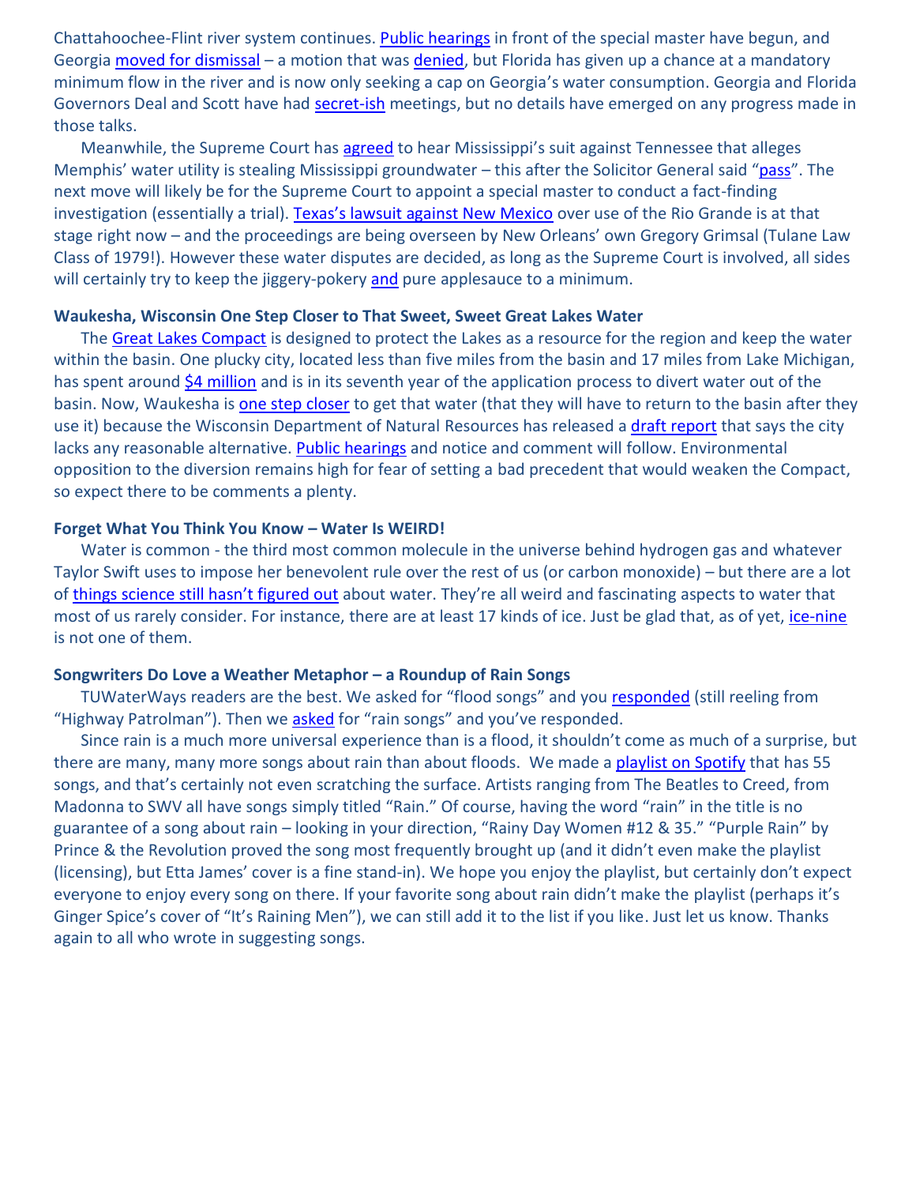Chattahoochee-Flint river system continues. Public hearings in front of the special master have begun, and Georgia moved for dismissal – a motion that was denied, but Florida has given up a chance at a mandatory minimum flow in the river and is now only seeking a cap on Georgia's water consumption. Georgia and Florida Governors Deal and Scott have had secret-ish meetings, but no details have emerged on any progress made in those talks.

Meanwhile, the Supreme Court has agreed to hear Mississippi's suit against Tennessee that alleges Memphis' water utility is stealing Mississippi groundwater – this after the Solicitor General said "pass". The next move will likely be for the Supreme Court to appoint a special master to conduct a fact-finding investigation (essentially a trial). Texas's lawsuit against New Mexico over use of the Rio Grande is at that stage right now – and the proceedings are being overseen by New Orleans' own Gregory Grimsal (Tulane Law Class of 1979!). However these water disputes are decided, as long as the Supreme Court is involved, all sides will certainly try to keep the jiggery-pokery and pure applesauce to a minimum.

**Waukesha, Wisconsin One Step Closer to That Sweet, Sweet Great Lakes Water**

The Great Lakes Compact is designed to protect the Lakes as a resource for the region and keep the water within the basin. One plucky city, located less than five miles from the basin and 17 miles from Lake Michigan, has spent around $4 million and is in its seventh year of the application process to divert water out of the basin. Now, Waukesha is one step closer to get that water (that they will have to return to the basin after they use it) because the Wisconsin Department of Natural Resources has released a draft report that says the city lacks any reasonable alternative. Public hearings and notice and comment will follow. Environmental opposition to the diversion remains high for fear of setting a bad precedent that would weaken the Compact, so expect there to be comments a plenty.

**Forget What You Think You Know – Water Is WEIRD!**

Water is common - the third most common molecule in the universe behind hydrogen gas and whatever Taylor Swift uses to impose her benevolent rule over the rest of us (or carbon monoxide) – but there are a lot of things science still hasn't figured out about water. They're all weird and fascinating aspects to water that most of us rarely consider. For instance, there are at least 17 kinds of ice. Just be glad that, as of yet, ice-nine is not one of them.

**Songwriters Do Love a Weather Metaphor – a Roundup of Rain Songs**

TUWaterWays readers are the best. We asked for "flood songs" and you responded (still reeling from "Highway Patrolman"). Then we asked for "rain songs" and you've responded.

Since rain is a much more universal experience than is a flood, it shouldn't come as much of a surprise, but there are many, many more songs about rain than about floods. We made a playlist on Spotify that has 55 songs, and that's certainly not even scratching the surface. Artists ranging from The Beatles to Creed, from Madonna to SWV all have songs simply titled "Rain." Of course, having the word "rain" in the title is no guarantee of a song about rain – looking in your direction, "Rainy Day Women #12 & 35." "Purple Rain" by Prince & the Revolution proved the song most frequently brought up (and it didn't even make the playlist (licensing), but Etta James' cover is a fine stand-in). We hope you enjoy the playlist, but certainly don't expect everyone to enjoy every song on there. If your favorite song about rain didn't make the playlist (perhaps it's Ginger Spice's cover of "It's Raining Men"), we can still add it to the list if you like. Just let us know. Thanks again to all who wrote in suggesting songs.